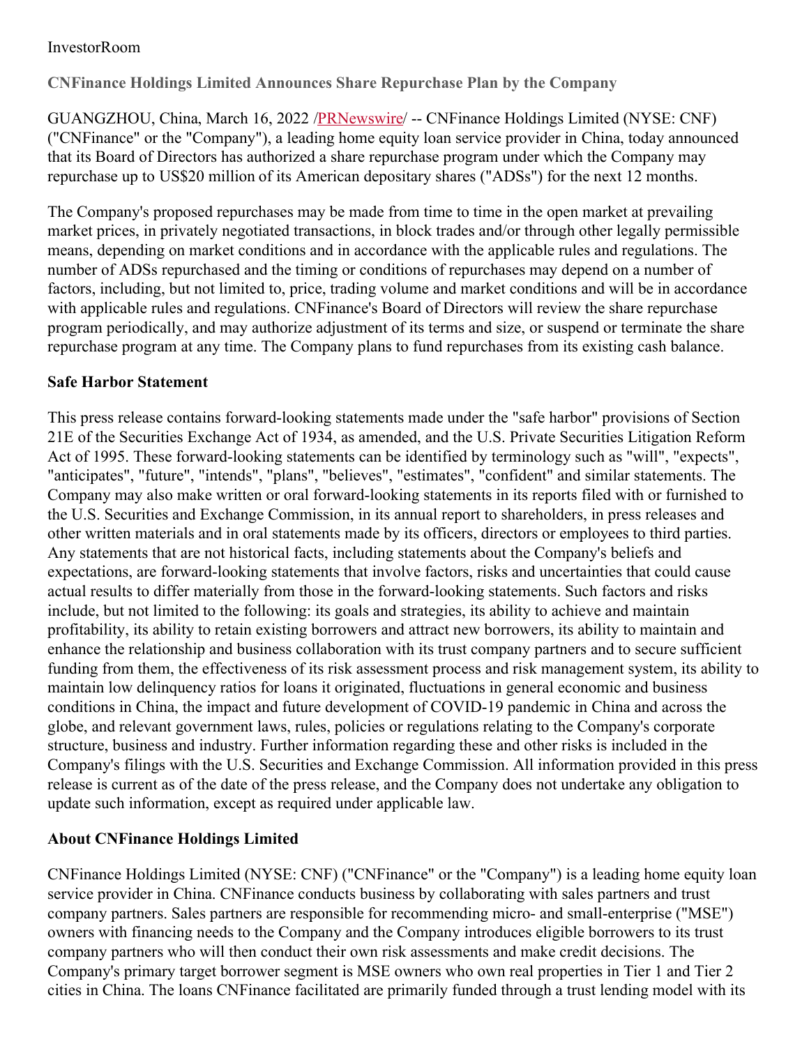InvestorRoom

## CNFinance Holdings Limited Announces Share Repurchase Plan by the Company

GUANGZHOU, China, March 16, 2022 /PRNewswire/ -- CNFinance Holdings Limited (NYSE: CNF) ("CNFinance" or the "Company"), a leading home equity loan service provider in China, today announced that its Board of Directors has authorized a share repurchase program under which the Company may repurchase up to US$20 million of its American depositary shares ("ADSs") for the next 12 months.

The Company's proposed repurchases may be made from time to time in the open market at prevailing market prices, in privately negotiated transactions, in block trades and/or through other legally permissible means, depending on market conditions and in accordance with the applicable rules and regulations. The number of ADSs repurchased and the timing or conditions of repurchases may depend on a number of factors, including, but not limited to, price, trading volume and market conditions and will be in accordance with applicable rules and regulations. CNFinance's Board of Directors will review the share repurchase program periodically, and may authorize adjustment of its terms and size, or suspend or terminate the share repurchase program at any time. The Company plans to fund repurchases from its existing cash balance.

### Safe Harbor Statement

This press release contains forward-looking statements made under the "safe harbor" provisions of Section 21E of the Securities Exchange Act of 1934, as amended, and the U.S. Private Securities Litigation Reform Act of 1995. These forward-looking statements can be identified by terminology such as "will", "expects", "anticipates", "future", "intends", "plans", "believes", "estimates", "confident" and similar statements. The Company may also make written or oral forward-looking statements in its reports filed with or furnished to the U.S. Securities and Exchange Commission, in its annual report to shareholders, in press releases and other written materials and in oral statements made by its officers, directors or employees to third parties. Any statements that are not historical facts, including statements about the Company's beliefs and expectations, are forward-looking statements that involve factors, risks and uncertainties that could cause actual results to differ materially from those in the forward-looking statements. Such factors and risks include, but not limited to the following: its goals and strategies, its ability to achieve and maintain profitability, its ability to retain existing borrowers and attract new borrowers, its ability to maintain and enhance the relationship and business collaboration with its trust company partners and to secure sufficient funding from them, the effectiveness of its risk assessment process and risk management system, its ability to maintain low delinquency ratios for loans it originated, fluctuations in general economic and business conditions in China, the impact and future development of COVID-19 pandemic in China and across the globe, and relevant government laws, rules, policies or regulations relating to the Company's corporate structure, business and industry. Further information regarding these and other risks is included in the Company's filings with the U.S. Securities and Exchange Commission. All information provided in this press release is current as of the date of the press release, and the Company does not undertake any obligation to update such information, except as required under applicable law.

### About CNFinance Holdings Limited

CNFinance Holdings Limited (NYSE: CNF) ("CNFinance" or the "Company") is a leading home equity loan service provider in China. CNFinance conducts business by collaborating with sales partners and trust company partners. Sales partners are responsible for recommending micro- and small-enterprise ("MSE") owners with financing needs to the Company and the Company introduces eligible borrowers to its trust company partners who will then conduct their own risk assessments and make credit decisions. The Company's primary target borrower segment is MSE owners who own real properties in Tier 1 and Tier 2 cities in China. The loans CNFinance facilitated are primarily funded through a trust lending model with its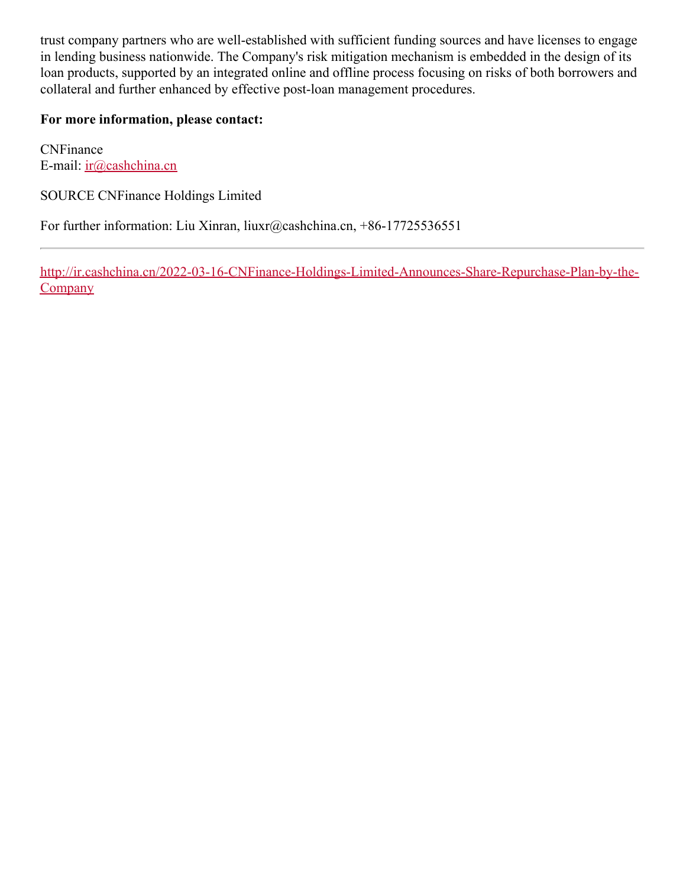trust company partners who are well-established with sufficient funding sources and have licenses to engage in lending business nationwide. The Company's risk mitigation mechanism is embedded in the design of its loan products, supported by an integrated online and offline process focusing on risks of both borrowers and collateral and further enhanced by effective post-loan management procedures.

**For more information, please contact:**

CNFinance
E-mail: ir@cashchina.cn

SOURCE CNFinance Holdings Limited

For further information: Liu Xinran, liuxr@cashchina.cn, +86-17725536551

---

http://ir.cashchina.cn/2022-03-16-CNFinance-Holdings-Limited-Announces-Share-Repurchase-Plan-by-the-Company